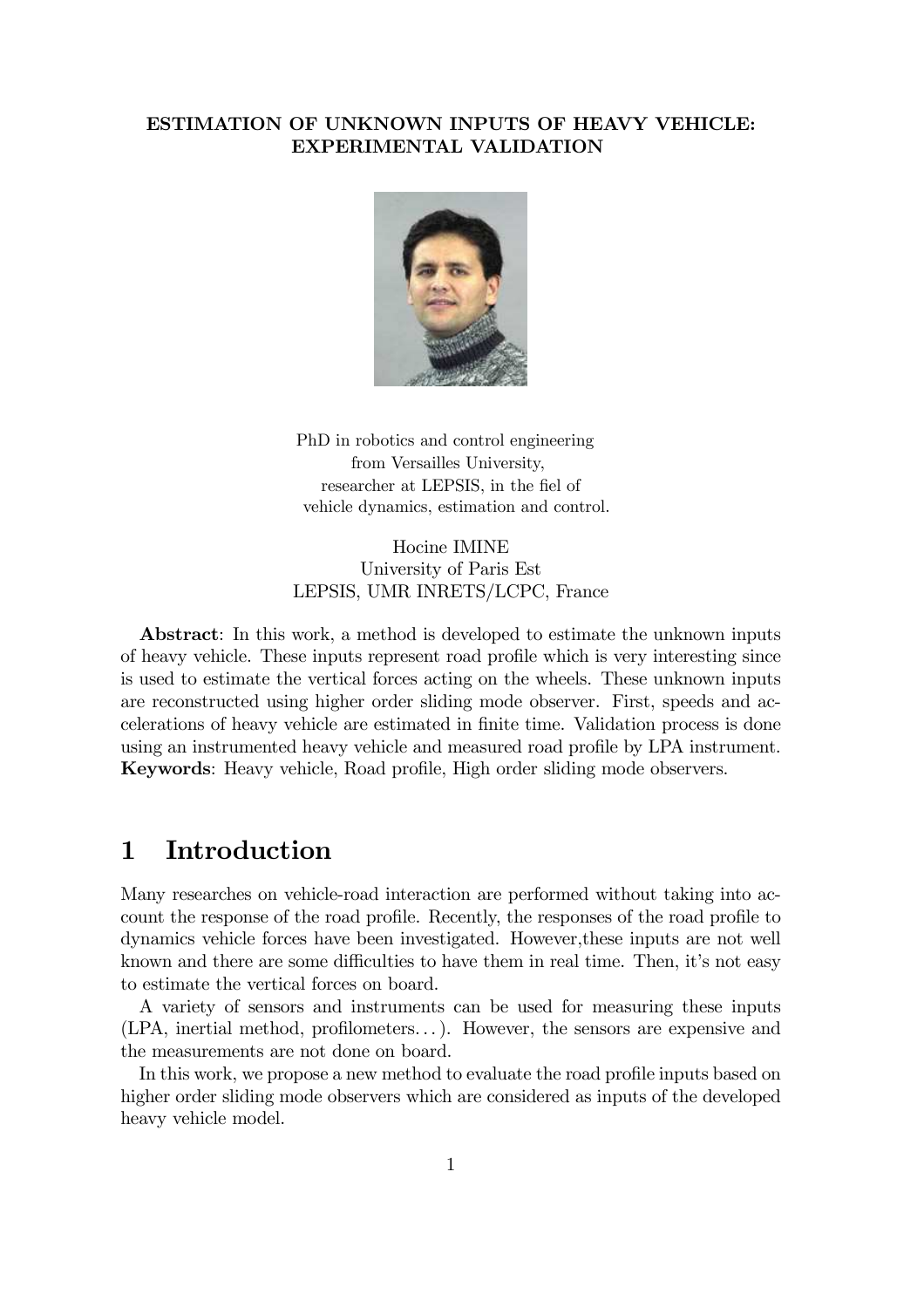**ESTIMATION OF UNKNOWN INPUTS OF HEAVY VEHICLE: EXPERIMENTAL VALIDATION**

PhD in robotics and control engineering
from Versailles University,
researcher at LEPSIS, in the fiel of
vehicle dynamics, estimation and control.

Hocine IMINE
University of Paris Est
LEPSIS, UMR INRETS/LCPC, France

**Abstract**: In this work, a method is developed to estimate the unknown inputs of heavy vehicle. These inputs represent road profile which is very interesting since is used to estimate the vertical forces acting on the wheels. These unknown inputs are reconstructed using higher order sliding mode observer. First, speeds and accelerations of heavy vehicle are estimated in finite time. Validation process is done using an instrumented heavy vehicle and measured road profile by LPA instrument.
**Keywords**: Heavy vehicle, Road profile, High order sliding mode observers.

# 1 Introduction

Many researches on vehicle-road interaction are performed without taking into account the response of the road profile. Recently, the responses of the road profile to dynamics vehicle forces have been investigated. However,these inputs are not well known and there are some difficulties to have them in real time. Then, it's not easy to estimate the vertical forces on board.

A variety of sensors and instruments can be used for measuring these inputs (LPA, inertial method, profilometers...). However, the sensors are expensive and the measurements are not done on board.

In this work, we propose a new method to evaluate the road profile inputs based on higher order sliding mode observers which are considered as inputs of the developed heavy vehicle model.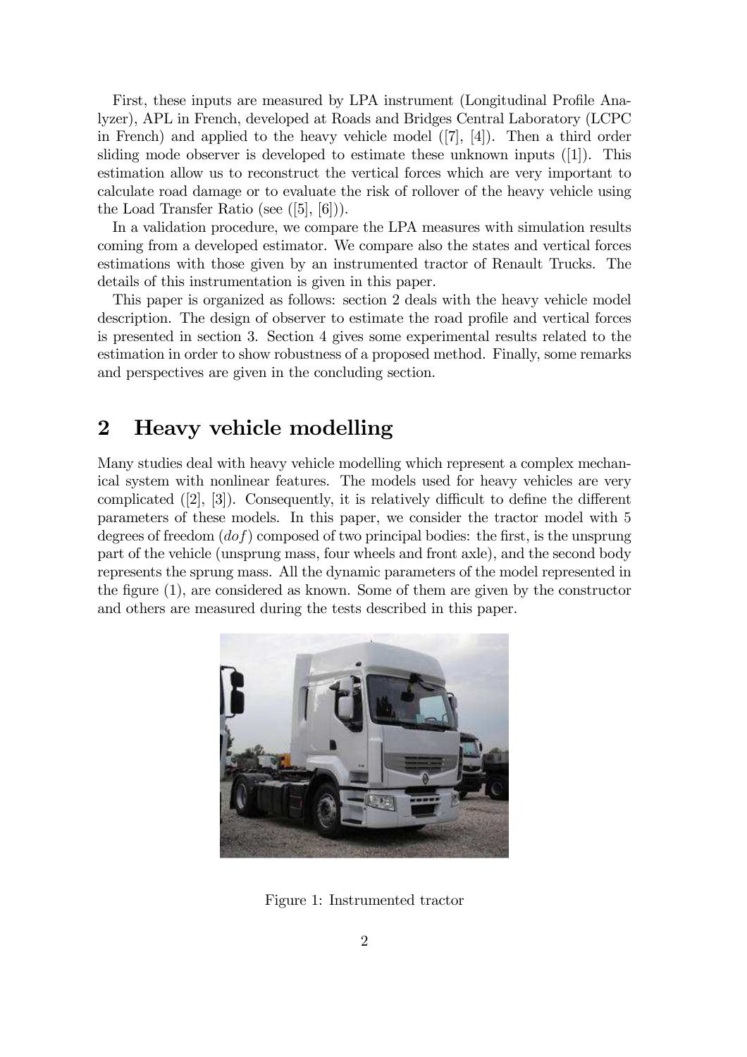First, these inputs are measured by LPA instrument (Longitudinal Profile Analyzer), APL in French, developed at Roads and Bridges Central Laboratory (LCPC in French) and applied to the heavy vehicle model ([7], [4]). Then a third order sliding mode observer is developed to estimate these unknown inputs ([1]). This estimation allow us to reconstruct the vertical forces which are very important to calculate road damage or to evaluate the risk of rollover of the heavy vehicle using the Load Transfer Ratio (see ([5], [6])).

In a validation procedure, we compare the LPA measures with simulation results coming from a developed estimator. We compare also the states and vertical forces estimations with those given by an instrumented tractor of Renault Trucks. The details of this instrumentation is given in this paper.

This paper is organized as follows: section 2 deals with the heavy vehicle model description. The design of observer to estimate the road profile and vertical forces is presented in section 3. Section 4 gives some experimental results related to the estimation in order to show robustness of a proposed method. Finally, some remarks and perspectives are given in the concluding section.

## 2 Heavy vehicle modelling

Many studies deal with heavy vehicle modelling which represent a complex mechanical system with nonlinear features. The models used for heavy vehicles are very complicated ([2], [3]). Consequently, it is relatively difficult to define the different parameters of these models. In this paper, we consider the tractor model with 5 degrees of freedom ($dof$) composed of two principal bodies: the first, is the unsprung part of the vehicle (unsprung mass, four wheels and front axle), and the second body represents the sprung mass. All the dynamic parameters of the model represented in the figure (1), are considered as known. Some of them are given by the constructor and others are measured during the tests described in this paper.

Figure 1: Instrumented tractor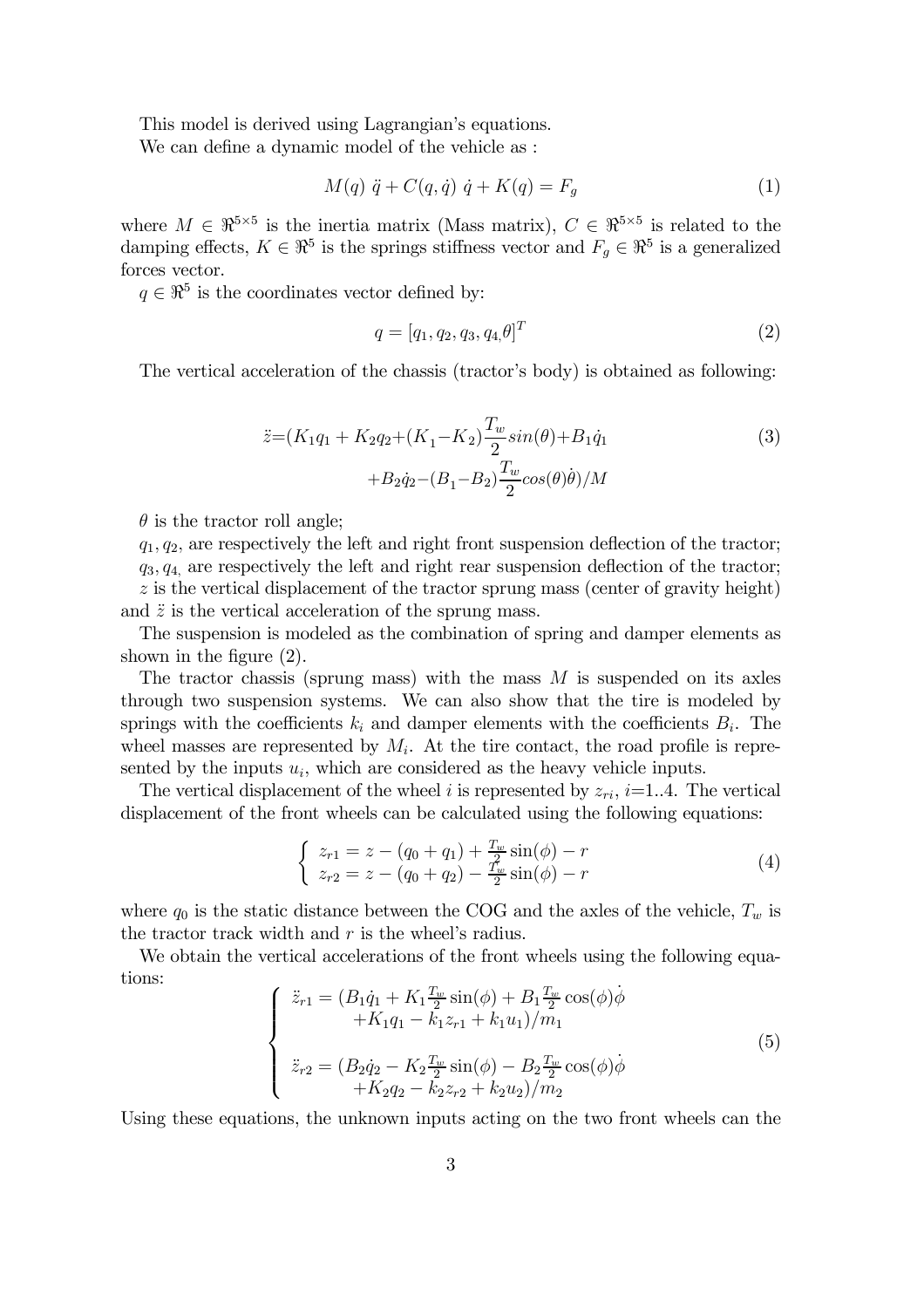This model is derived using Lagrangian's equations.

We can define a dynamic model of the vehicle as :

$$M(q)\ \ddot{q} + C(q,\dot{q})\ \dot{q} + K(q) = F_g \tag{1}$$

where $M \in \Re^{5\times5}$ is the inertia matrix (Mass matrix), $C \in \Re^{5\times5}$ is related to the damping effects, $K \in \Re^5$ is the springs stiffness vector and $F_g \in \Re^5$ is a generalized forces vector.

$q \in \Re^5$ is the coordinates vector defined by:

$$q = [q_1, q_2, q_3, q_{4,}\theta]^T \tag{2}$$

The vertical acceleration of the chassis (tractor's body) is obtained as following:

$$\begin{aligned}\ddot{z} = (&K_1 q_1 + K_2 q_2 + (K_1 - K_2)\frac{T_w}{2} sin(\theta) + B_1 \dot{q}_1 \\ &+ B_2 \dot{q}_2 - (B_1 - B_2)\frac{T_w}{2} cos(\theta)\dot{\theta})/M\end{aligned} \tag{3}$$

$\theta$ is the tractor roll angle;

$q_1, q_2$, are respectively the left and right front suspension deflection of the tractor;

$q_3, q_{4,}$ are respectively the left and right rear suspension deflection of the tractor;

$z$ is the vertical displacement of the tractor sprung mass (center of gravity height) and $\ddot{z}$ is the vertical acceleration of the sprung mass.

The suspension is modeled as the combination of spring and damper elements as shown in the figure (2).

The tractor chassis (sprung mass) with the mass $M$ is suspended on its axles through two suspension systems. We can also show that the tire is modeled by springs with the coefficients $k_i$ and damper elements with the coefficients $B_i$. The wheel masses are represented by $M_i$. At the tire contact, the road profile is represented by the inputs $u_i$, which are considered as the heavy vehicle inputs.

The vertical displacement of the wheel $i$ is represented by $z_{ri}$, $i$=1..4. The vertical displacement of the front wheels can be calculated using the following equations:

$$\begin{cases} z_{r1} = z - (q_0 + q_1) + \frac{T_w}{2}\sin(\phi) - r \\ z_{r2} = z - (q_0 + q_2) - \frac{T_w}{2}\sin(\phi) - r \end{cases} \tag{4}$$

where $q_0$ is the static distance between the COG and the axles of the vehicle, $T_w$ is the tractor track width and $r$ is the wheel's radius.

We obtain the vertical accelerations of the front wheels using the following equations:

$$\begin{cases} \ddot{z}_{r1} = (B_1\dot{q}_1 + K_1\frac{T_w}{2}\sin(\phi) + B_1\frac{T_w}{2}\cos(\phi)\dot{\phi} \\ \qquad\quad + K_1 q_1 - k_1 z_{r1} + k_1 u_1)/m_1 \\ \\ \ddot{z}_{r2} = (B_2\dot{q}_2 - K_2\frac{T_w}{2}\sin(\phi) - B_2\frac{T_w}{2}\cos(\phi)\dot{\phi} \\ \qquad\quad + K_2 q_2 - k_2 z_{r2} + k_2 u_2)/m_2 \end{cases} \tag{5}$$

Using these equations, the unknown inputs acting on the two front wheels can the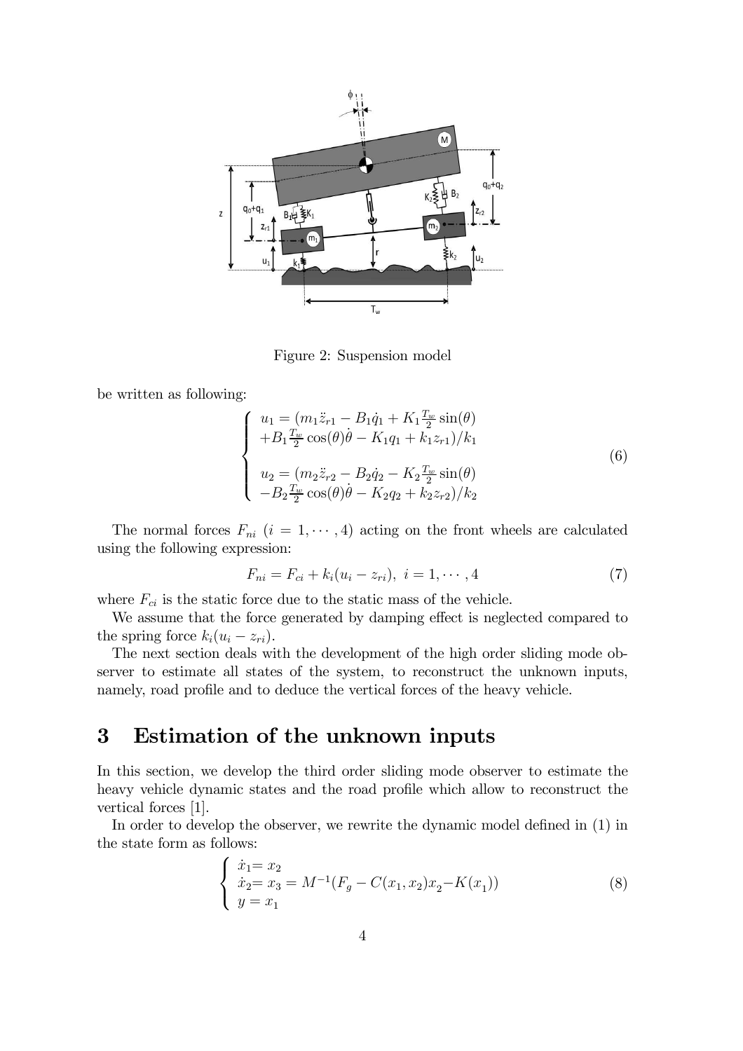Figure 2: Suspension model

be written as following:

$$
\begin{cases}
u_1 = (m_1\ddot{z}_{r1} - B_1\dot{q}_1 + K_1\frac{T_w}{2}\sin(\theta) \\
+B_1\frac{T_w}{2}\cos(\theta)\dot{\theta} - K_1 q_1 + k_1 z_{r1})/k_1 \\
\\
u_2 = (m_2\ddot{z}_{r2} - B_2\dot{q}_2 - K_2\frac{T_w}{2}\sin(\theta) \\
-B_2\frac{T_w}{2}\cos(\theta)\dot{\theta} - K_2 q_2 + k_2 z_{r2})/k_2
\end{cases}
\tag{6}
$$

The normal forces $F_{ni}$ $(i = 1, \cdots, 4)$ acting on the front wheels are calculated using the following expression:

$$
F_{ni} = F_{ci} + k_i(u_i - z_{ri}),\ i = 1, \cdots, 4 \tag{7}
$$

where $F_{ci}$ is the static force due to the static mass of the vehicle.

We assume that the force generated by damping effect is neglected compared to the spring force $k_i(u_i - z_{ri})$.

The next section deals with the development of the high order sliding mode observer to estimate all states of the system, to reconstruct the unknown inputs, namely, road profile and to deduce the vertical forces of the heavy vehicle.

# 3 Estimation of the unknown inputs

In this section, we develop the third order sliding mode observer to estimate the heavy vehicle dynamic states and the road profile which allow to reconstruct the vertical forces [1].

In order to develop the observer, we rewrite the dynamic model defined in (1) in the state form as follows:

$$
\begin{cases}
\dot{x}_1 = x_2 \\
\dot{x}_2 = x_3 = M^{-1}(F_g - C(x_1, x_2)x_2 - K(x_1)) \\
y = x_1
\end{cases}
\tag{8}
$$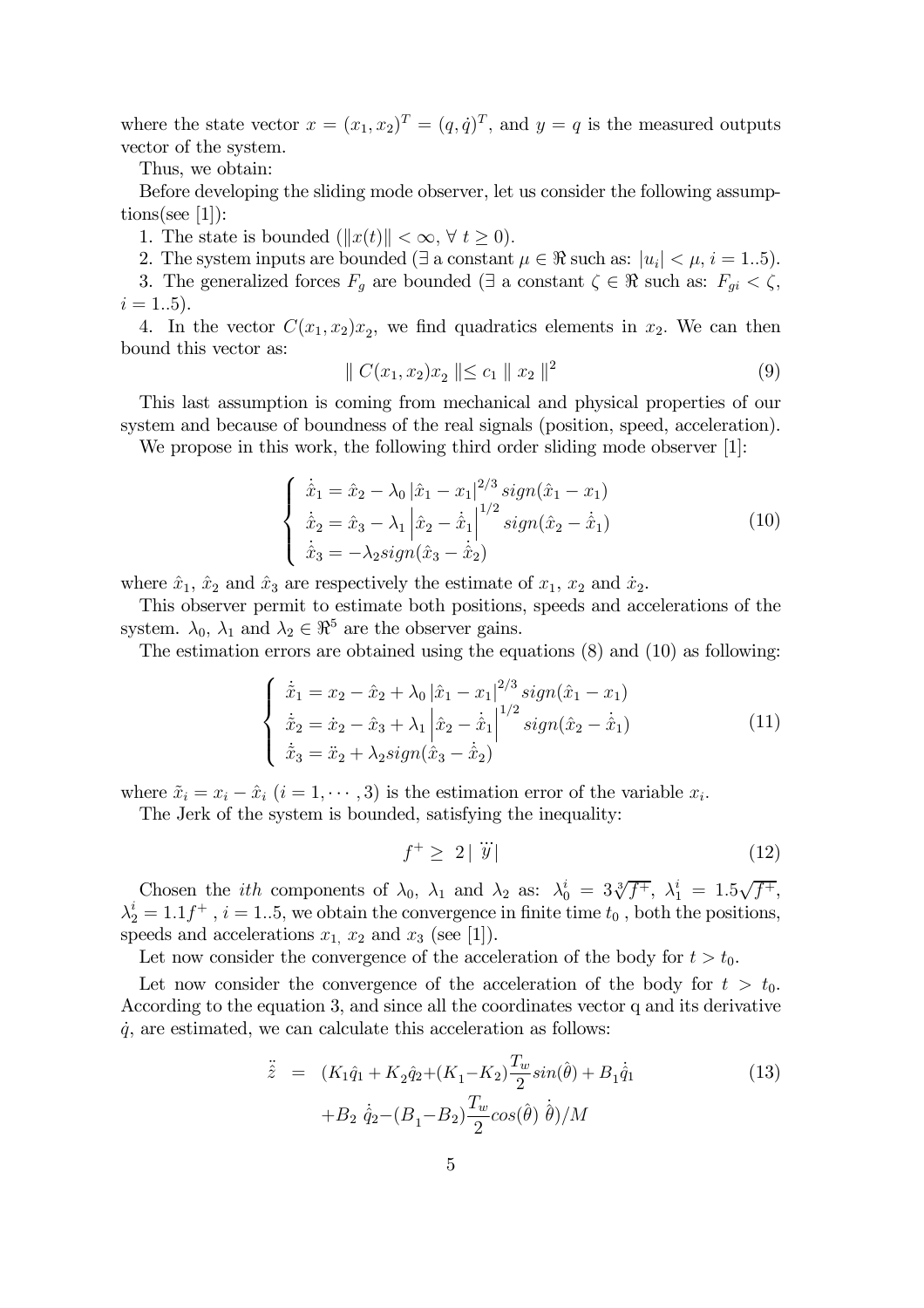where the state vector $x = (x_1, x_2)^T = (q, \dot{q})^T$, and $y = q$ is the measured outputs vector of the system.

Thus, we obtain:

Before developing the sliding mode observer, let us consider the following assumptions(see [1]):

1. The state is bounded ($\|x(t)\| < \infty, \forall\ t \geq 0$).

2. The system inputs are bounded ($\exists$ a constant $\mu \in \Re$ such as: $|u_i| < \mu$, $i = 1..5$).

3. The generalized forces $F_g$ are bounded ($\exists$ a constant $\zeta \in \Re$ such as: $F_{gi} < \zeta$, $i = 1..5$).

4. In the vector $C(x_1, x_2)x_2$, we find quadratics elements in $x_2$. We can then bound this vector as:

$$\| C(x_1, x_2)x_2 \| \leq c_1 \| x_2 \|^2 \tag{9}$$

This last assumption is coming from mechanical and physical properties of our system and because of boundness of the real signals (position, speed, acceleration).

We propose in this work, the following third order sliding mode observer [1]:

$$\left\{ \begin{array}{l} \dot{\hat{x}}_1 = \hat{x}_2 - \lambda_0 \left|\hat{x}_1 - x_1\right|^{2/3} sign(\hat{x}_1 - x_1) \\ \dot{\hat{x}}_2 = \hat{x}_3 - \lambda_1 \left|\hat{x}_2 - \dot{\hat{x}}_1\right|^{1/2} sign(\hat{x}_2 - \dot{\hat{x}}_1) \\ \dot{\hat{x}}_3 = -\lambda_2 sign(\hat{x}_3 - \dot{\hat{x}}_2) \end{array} \right. \tag{10}$$

where $\hat{x}_1$, $\hat{x}_2$ and $\hat{x}_3$ are respectively the estimate of $x_1$, $x_2$ and $\dot{x}_2$.

This observer permit to estimate both positions, speeds and accelerations of the system. $\lambda_0$, $\lambda_1$ and $\lambda_2 \in \Re^5$ are the observer gains.

The estimation errors are obtained using the equations (8) and (10) as following:

$$\left\{ \begin{array}{l} \dot{\tilde{x}}_1 = x_2 - \hat{x}_2 + \lambda_0 \left|\hat{x}_1 - x_1\right|^{2/3} sign(\hat{x}_1 - x_1) \\ \dot{\tilde{x}}_2 = \dot{x}_2 - \hat{x}_3 + \lambda_1 \left|\hat{x}_2 - \dot{\hat{x}}_1\right|^{1/2} sign(\hat{x}_2 - \dot{\hat{x}}_1) \\ \dot{\tilde{x}}_3 = \ddot{x}_2 + \lambda_2 sign(\hat{x}_3 - \dot{\hat{x}}_2) \end{array} \right. \tag{11}$$

where $\tilde{x}_i = x_i - \hat{x}_i$ $(i = 1, \cdots, 3)$ is the estimation error of the variable $x_i$.

The Jerk of the system is bounded, satisfying the inequality:

$$f^+ \geq\ 2 \left| \dddot{y} \right| \tag{12}$$

Chosen the $ith$ components of $\lambda_0$, $\lambda_1$ and $\lambda_2$ as: $\lambda_0^i = 3\sqrt[3]{f^+}$, $\lambda_1^i = 1.5\sqrt{f^+}$, $\lambda_2^i = 1.1 f^+$ , $i = 1..5$, we obtain the convergence in finite time $t_0$ , both the positions, speeds and accelerations $x_1$, $x_2$ and $x_3$ (see [1]).

Let now consider the convergence of the acceleration of the body for $t > t_0$.

Let now consider the convergence of the acceleration of the body for $t > t_0$. According to the equation 3, and since all the coordinates vector q and its derivative $\dot{q}$, are estimated, we can calculate this acceleration as follows:

$$\begin{aligned} \ddot{\hat{z}} \ &= \ (K_1\hat{q}_1 + K_2\hat{q}_2 + (K_1 - K_2)\frac{T_w}{2}sin(\hat{\theta}) + B_1\dot{\hat{q}}_1 \\ &\quad + B_2\ \dot{\hat{q}}_2 - (B_1 - B_2)\frac{T_w}{2}cos(\hat{\theta})\ \dot{\hat{\theta}})/M \end{aligned} \tag{13}$$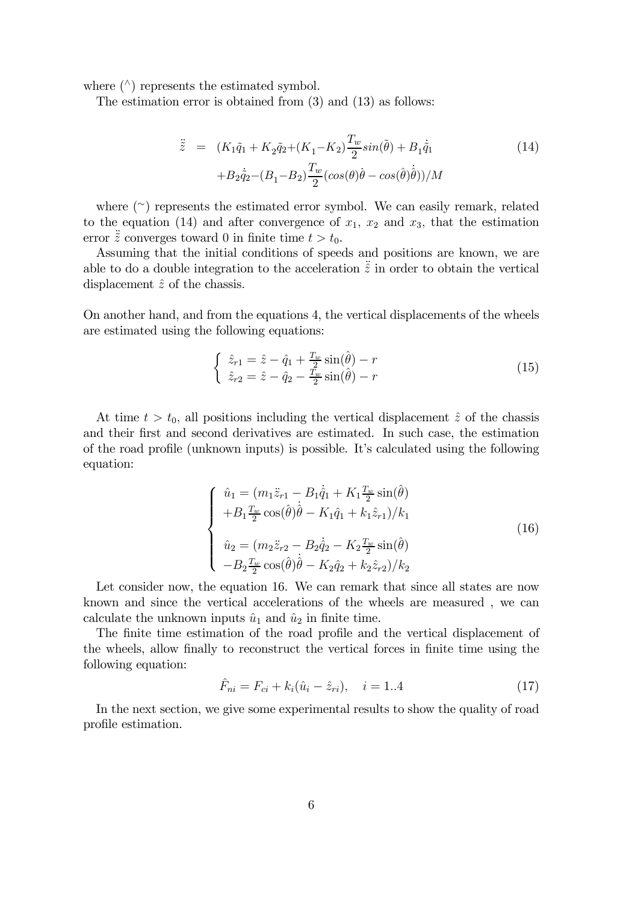where $(^\wedge)$ represents the estimated symbol.

The estimation error is obtained from (3) and (13) as follows:

$$
\begin{aligned}
\ddot{\tilde{z}} &= (K_1\tilde{q}_1 + K_2\tilde{q}_2 + (K_1 - K_2)\frac{T_w}{2}sin(\tilde{\theta}) + B_1\dot{\tilde{q}}_1 \\
&\quad + B_2\dot{\tilde{q}}_2 - (B_1 - B_2)\frac{T_w}{2}(cos(\theta)\dot{\theta} - cos(\hat{\theta})\dot{\hat{\theta}}))/M
\end{aligned} \tag{14}
$$

where $(^\sim)$ represents the estimated error symbol. We can easily remark, related to the equation (14) and after convergence of $x_1$, $x_2$ and $x_3$, that the estimation error $\ddot{\tilde{z}}$ converges toward 0 in finite time $t > t_0$.

Assuming that the initial conditions of speeds and positions are known, we are able to do a double integration to the acceleration $\ddot{\tilde{z}}$ in order to obtain the vertical displacement $\hat{z}$ of the chassis.

On another hand, and from the equations 4, the vertical displacements of the wheels are estimated using the following equations:

$$
\begin{cases}
\hat{z}_{r1} = \hat{z} - \hat{q}_1 + \frac{T_w}{2}\sin(\hat{\theta}) - r \\
\hat{z}_{r2} = \hat{z} - \hat{q}_2 - \frac{T_w}{2}\sin(\hat{\theta}) - r
\end{cases} \tag{15}
$$

At time $t > t_0$, all positions including the vertical displacement $\hat{z}$ of the chassis and their first and second derivatives are estimated. In such case, the estimation of the road profile (unknown inputs) is possible. It's calculated using the following equation:

$$
\begin{cases}
\hat{u}_1 = (m_1\ddot{z}_{r1} - B_1\dot{\hat{q}}_1 + K_1\frac{T_w}{2}\sin(\hat{\theta}) \\
+B_1\frac{T_w}{2}\cos(\hat{\theta})\dot{\hat{\theta}} - K_1\hat{q}_1 + k_1\hat{z}_{r1})/k_1 \\
\\
\hat{u}_2 = (m_2\ddot{z}_{r2} - B_2\dot{\hat{q}}_2 - K_2\frac{T_w}{2}\sin(\hat{\theta}) \\
-B_2\frac{T_w}{2}\cos(\hat{\theta})\dot{\hat{\theta}} - K_2\hat{q}_2 + k_2\hat{z}_{r2})/k_2
\end{cases} \tag{16}
$$

Let consider now, the equation 16. We can remark that since all states are now known and since the vertical accelerations of the wheels are measured , we can calculate the unknown inputs $\hat{u}_1$ and $\hat{u}_2$ in finite time.

The finite time estimation of the road profile and the vertical displacement of the wheels, allow finally to reconstruct the vertical forces in finite time using the following equation:

$$
\hat{F}_{ni} = F_{ci} + k_i(\hat{u}_i - \hat{z}_{ri}), \quad i = 1..4 \tag{17}
$$

In the next section, we give some experimental results to show the quality of road profile estimation.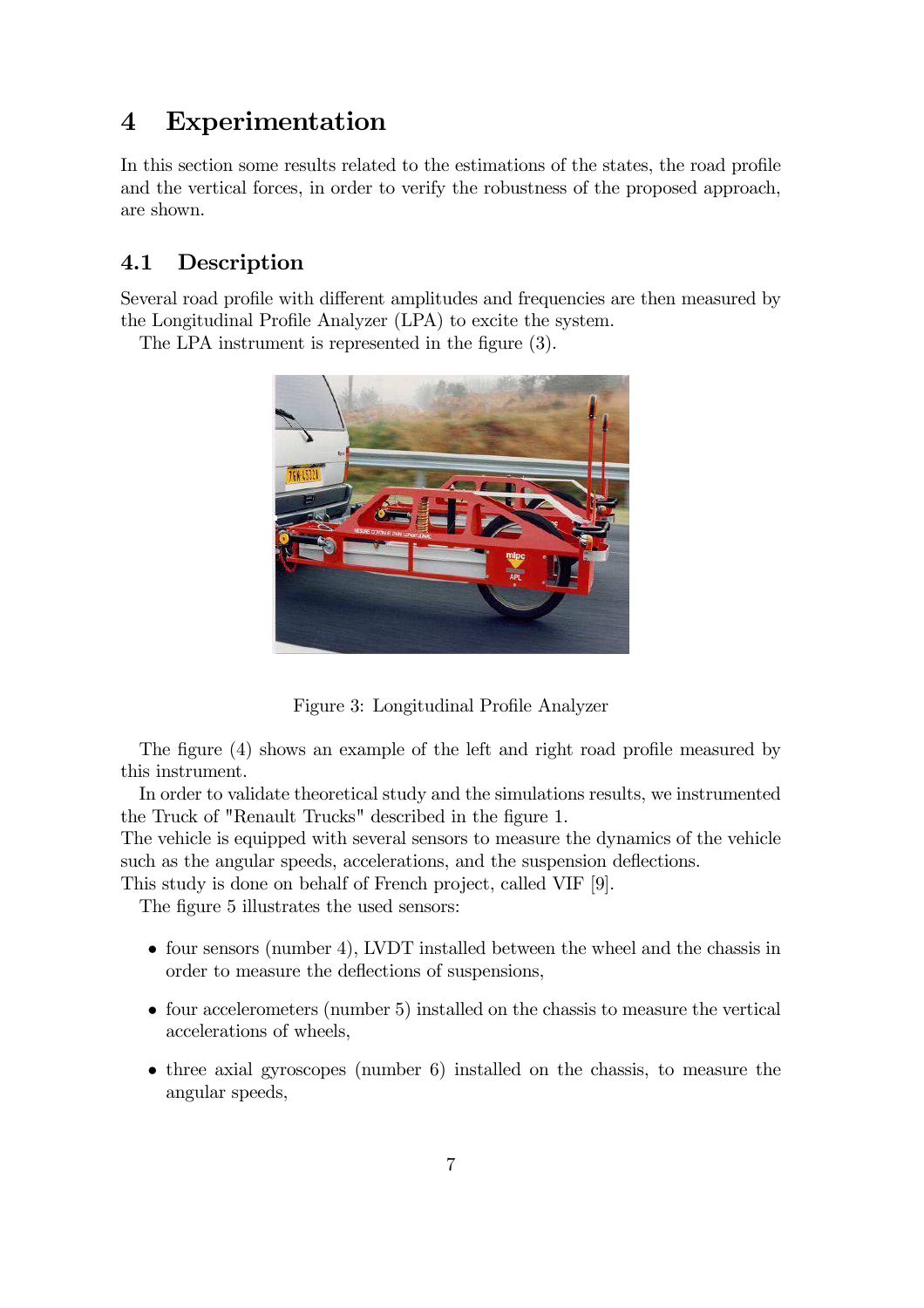# 4 Experimentation

In this section some results related to the estimations of the states, the road profile and the vertical forces, in order to verify the robustness of the proposed approach, are shown.

## 4.1 Description

Several road profile with different amplitudes and frequencies are then measured by the Longitudinal Profile Analyzer (LPA) to excite the system.

The LPA instrument is represented in the figure (3).

Figure 3: Longitudinal Profile Analyzer

The figure (4) shows an example of the left and right road profile measured by this instrument.

In order to validate theoretical study and the simulations results, we instrumented the Truck of "Renault Trucks" described in the figure 1.

The vehicle is equipped with several sensors to measure the dynamics of the vehicle such as the angular speeds, accelerations, and the suspension deflections.

This study is done on behalf of French project, called VIF [9].

The figure 5 illustrates the used sensors:

- four sensors (number 4), LVDT installed between the wheel and the chassis in order to measure the deflections of suspensions,
- four accelerometers (number 5) installed on the chassis to measure the vertical accelerations of wheels,
- three axial gyroscopes (number 6) installed on the chassis, to measure the angular speeds,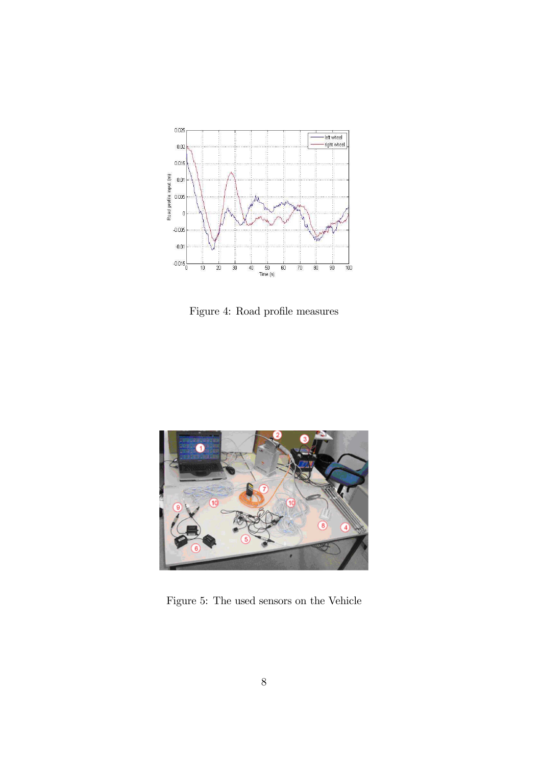Figure 4: Road profile measures

Figure 5: The used sensors on the Vehicle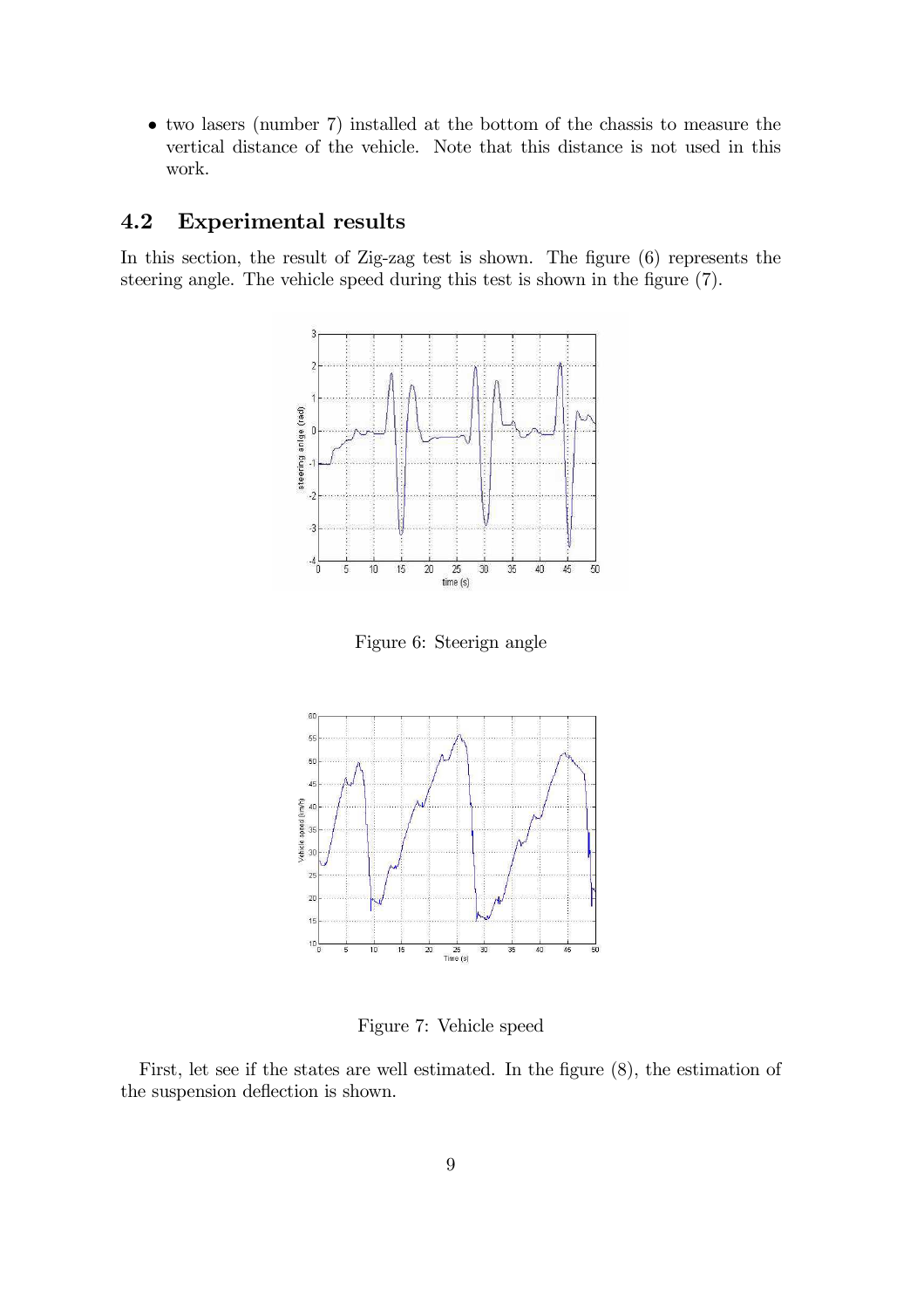- two lasers (number 7) installed at the bottom of the chassis to measure the vertical distance of the vehicle. Note that this distance is not used in this work.

## 4.2 Experimental results

In this section, the result of Zig-zag test is shown. The figure (6) represents the steering angle. The vehicle speed during this test is shown in the figure (7).

Figure 6: Steerign angle

Figure 7: Vehicle speed

First, let see if the states are well estimated. In the figure (8), the estimation of the suspension deflection is shown.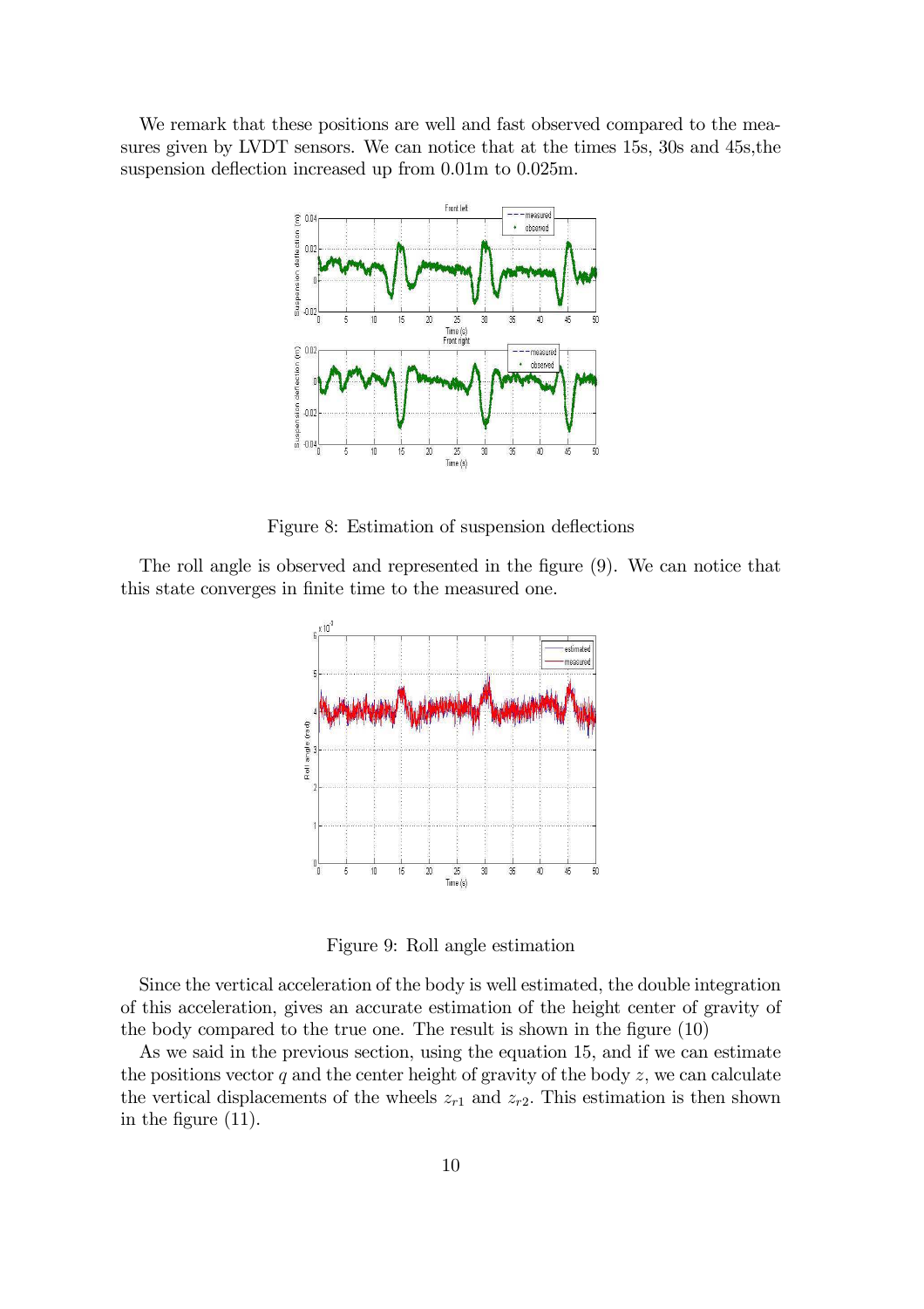We remark that these positions are well and fast observed compared to the measures given by LVDT sensors. We can notice that at the times 15s, 30s and 45s,the suspension deflection increased up from 0.01m to 0.025m.

Figure 8: Estimation of suspension deflections

The roll angle is observed and represented in the figure (9). We can notice that this state converges in finite time to the measured one.

Figure 9: Roll angle estimation

Since the vertical acceleration of the body is well estimated, the double integration of this acceleration, gives an accurate estimation of the height center of gravity of the body compared to the true one. The result is shown in the figure (10)

As we said in the previous section, using the equation 15, and if we can estimate the positions vector $q$ and the center height of gravity of the body $z$, we can calculate the vertical displacements of the wheels $z_{r1}$ and $z_{r2}$. This estimation is then shown in the figure (11).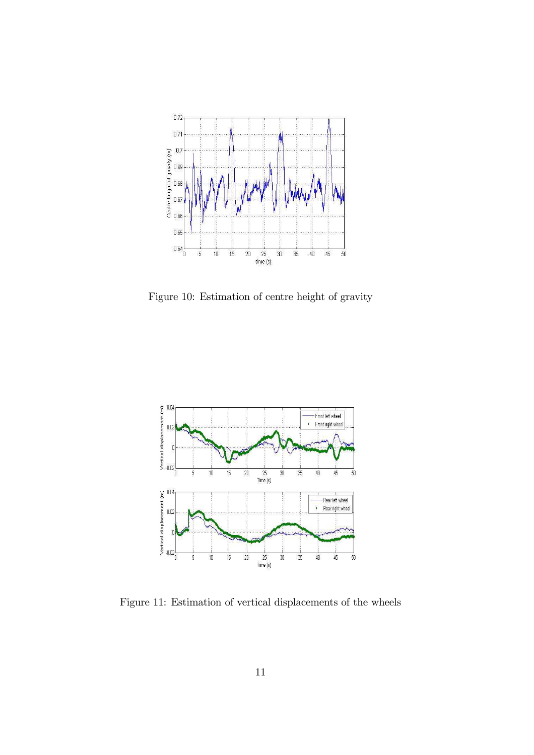Figure 10: Estimation of centre height of gravity

Figure 11: Estimation of vertical displacements of the wheels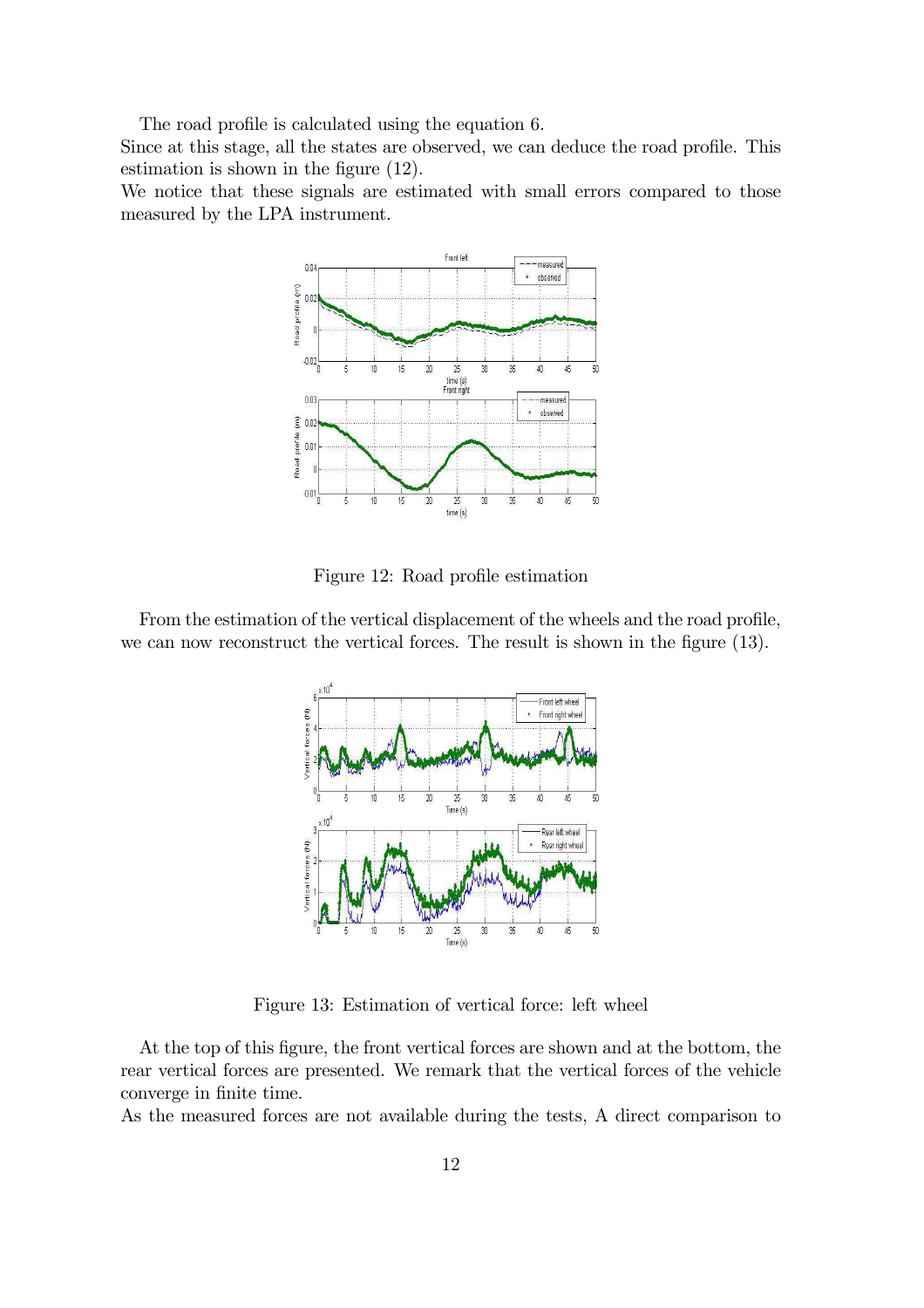The road profile is calculated using the equation 6.
Since at this stage, all the states are observed, we can deduce the road profile. This estimation is shown in the figure (12).
We notice that these signals are estimated with small errors compared to those measured by the LPA instrument.

Figure 12: Road profile estimation

From the estimation of the vertical displacement of the wheels and the road profile, we can now reconstruct the vertical forces. The result is shown in the figure (13).

Figure 13: Estimation of vertical force: left wheel

At the top of this figure, the front vertical forces are shown and at the bottom, the rear vertical forces are presented. We remark that the vertical forces of the vehicle converge in finite time.
As the measured forces are not available during the tests, A direct comparison to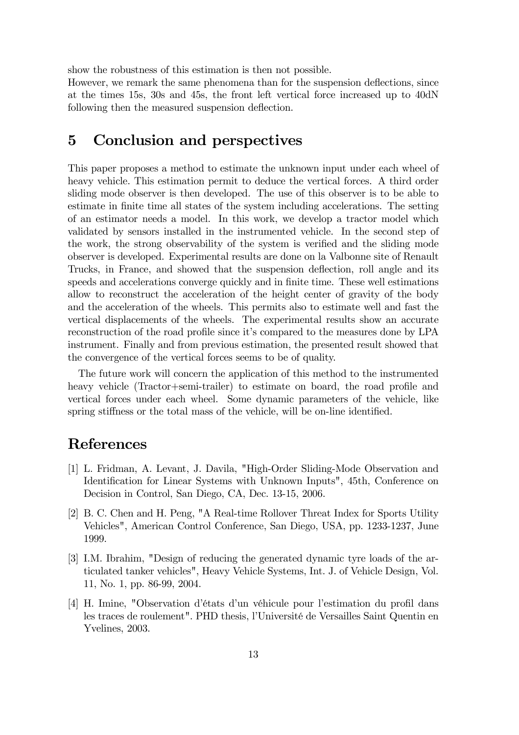show the robustness of this estimation is then not possible.
However, we remark the same phenomena than for the suspension deflections, since at the times 15s, 30s and 45s, the front left vertical force increased up to 40dN following then the measured suspension deflection.

## 5 Conclusion and perspectives

This paper proposes a method to estimate the unknown input under each wheel of heavy vehicle. This estimation permit to deduce the vertical forces. A third order sliding mode observer is then developed. The use of this observer is to be able to estimate in finite time all states of the system including accelerations. The setting of an estimator needs a model. In this work, we develop a tractor model which validated by sensors installed in the instrumented vehicle. In the second step of the work, the strong observability of the system is verified and the sliding mode observer is developed. Experimental results are done on la Valbonne site of Renault Trucks, in France, and showed that the suspension deflection, roll angle and its speeds and accelerations converge quickly and in finite time. These well estimations allow to reconstruct the acceleration of the height center of gravity of the body and the acceleration of the wheels. This permits also to estimate well and fast the vertical displacements of the wheels. The experimental results show an accurate reconstruction of the road profile since it's compared to the measures done by LPA instrument. Finally and from previous estimation, the presented result showed that the convergence of the vertical forces seems to be of quality.

The future work will concern the application of this method to the instrumented heavy vehicle (Tractor+semi-trailer) to estimate on board, the road profile and vertical forces under each wheel. Some dynamic parameters of the vehicle, like spring stiffness or the total mass of the vehicle, will be on-line identified.

## References

[1] L. Fridman, A. Levant, J. Davila, "High-Order Sliding-Mode Observation and Identification for Linear Systems with Unknown Inputs", 45th, Conference on Decision in Control, San Diego, CA, Dec. 13-15, 2006.

[2] B. C. Chen and H. Peng, "A Real-time Rollover Threat Index for Sports Utility Vehicles", American Control Conference, San Diego, USA, pp. 1233-1237, June 1999.

[3] I.M. Ibrahim, "Design of reducing the generated dynamic tyre loads of the articulated tanker vehicles", Heavy Vehicle Systems, Int. J. of Vehicle Design, Vol. 11, No. 1, pp. 86-99, 2004.

[4] H. Imine, "Observation d'états d'un véhicule pour l'estimation du profil dans les traces de roulement". PHD thesis, l'Université de Versailles Saint Quentin en Yvelines, 2003.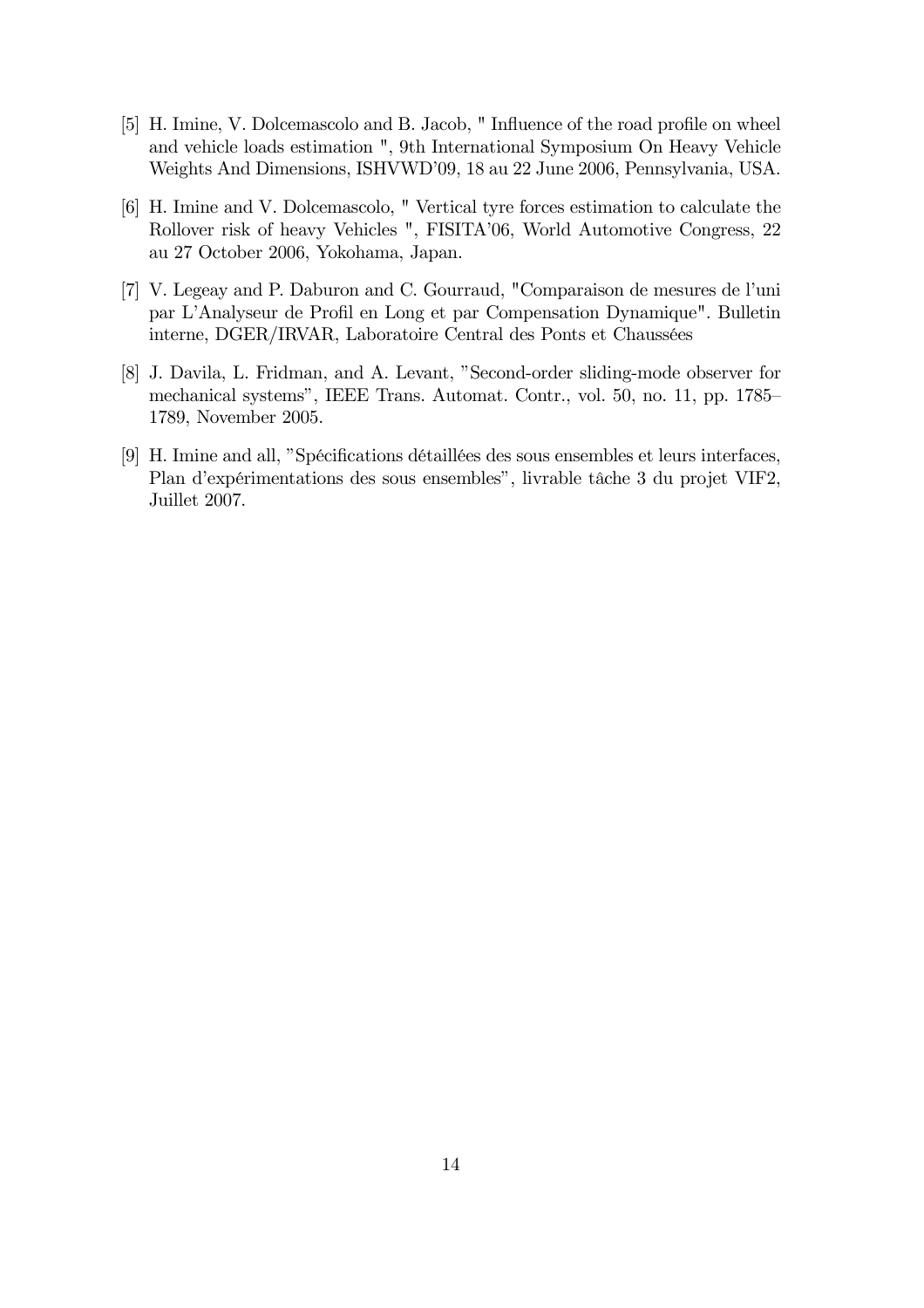[5] H. Imine, V. Dolcemascolo and B. Jacob, " Influence of the road profile on wheel and vehicle loads estimation ", 9th International Symposium On Heavy Vehicle Weights And Dimensions, ISHVWD'09, 18 au 22 June 2006, Pennsylvania, USA.

[6] H. Imine and V. Dolcemascolo, " Vertical tyre forces estimation to calculate the Rollover risk of heavy Vehicles ", FISITA'06, World Automotive Congress, 22 au 27 October 2006, Yokohama, Japan.

[7] V. Legeay and P. Daburon and C. Gourraud, "Comparaison de mesures de l'uni par L'Analyseur de Profil en Long et par Compensation Dynamique". Bulletin interne, DGER/IRVAR, Laboratoire Central des Ponts et Chaussées

[8] J. Davila, L. Fridman, and A. Levant, "Second-order sliding-mode observer for mechanical systems", IEEE Trans. Automat. Contr., vol. 50, no. 11, pp. 1785–1789, November 2005.

[9] H. Imine and all, "Spécifications détaillées des sous ensembles et leurs interfaces, Plan d'expérimentations des sous ensembles", livrable tâche 3 du projet VIF2, Juillet 2007.